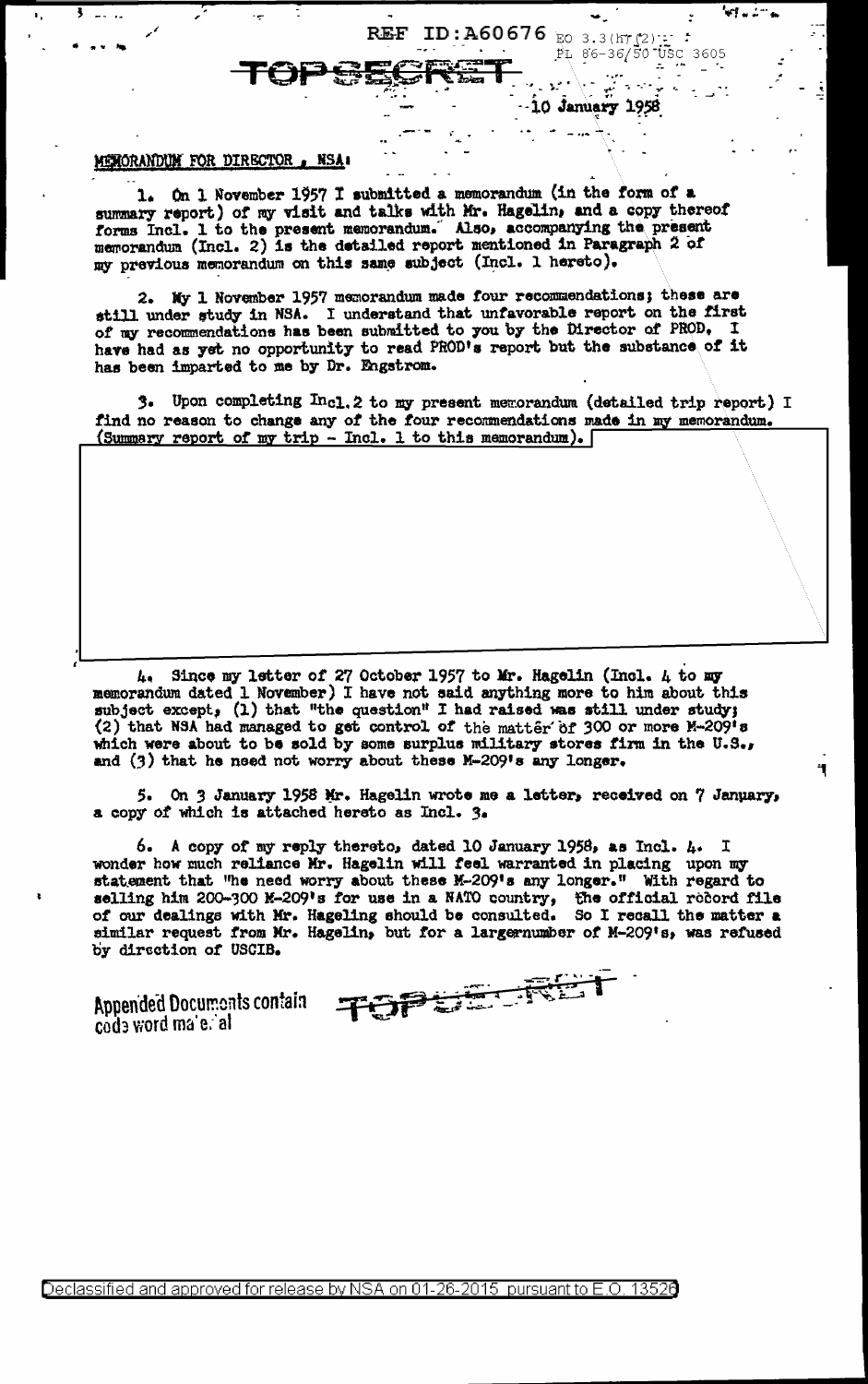REF ID:A60676 EO 3.3(h)(2)
PL 86-36/50 USC 3605

TOP SECRET

10 January 1958

MEMORANDUM FOR DIRECTOR, NSA:

1. On 1 November 1957 I submitted a memorandum (in the form of a summary report) of my visit and talks with Mr. Hagelin, and a copy thereof forms Incl. 1 to the present memorandum. Also, accompanying the present memorandum (Incl. 2) is the detailed report mentioned in Paragraph 2 of my previous memorandum on this same subject (Incl. 1 hereto).

2. My 1 November 1957 memorandum made four recommendations; these are still under study in NSA. I understand that unfavorable report on the first of my recommendations has been submitted to you by the Director of PROD. I have had as yet no opportunity to read PROD's report but the substance of it has been imparted to me by Dr. Engstrom.

3. Upon completing Incl.2 to my present memorandum (detailed trip report) I find no reason to change any of the four recommendations made in my memorandum. (Summary report of my trip - Incl. 1 to this memorandum).

4. Since my letter of 27 October 1957 to Mr. Hagelin (Incl. 4 to my memorandum dated 1 November) I have not said anything more to him about this subject except, (1) that "the question" I had raised was still under study; (2) that NSA had managed to get control of the matter of 300 or more M-209's which were about to be sold by some surplus military stores firm in the U.S., and (3) that he need not worry about these M-209's any longer.

5. On 3 January 1958 Mr. Hagelin wrote me a letter, received on 7 January, a copy of which is attached hereto as Incl. 3.

6. A copy of my reply thereto, dated 10 January 1958, as Incl. 4. I wonder how much reliance Mr. Hagelin will feel warranted in placing upon my statement that "he need worry about these M-209's any longer." With regard to selling him 200-300 M-209's for use in a NATO country, the official record file of our dealings with Mr. Hageling should be consulted. So I recall the matter a similar request from Mr. Hagelin, but for a largernumber of M-209's, was refused by direction of USCIB.

Appended Documents contain code word material

TOP SECRET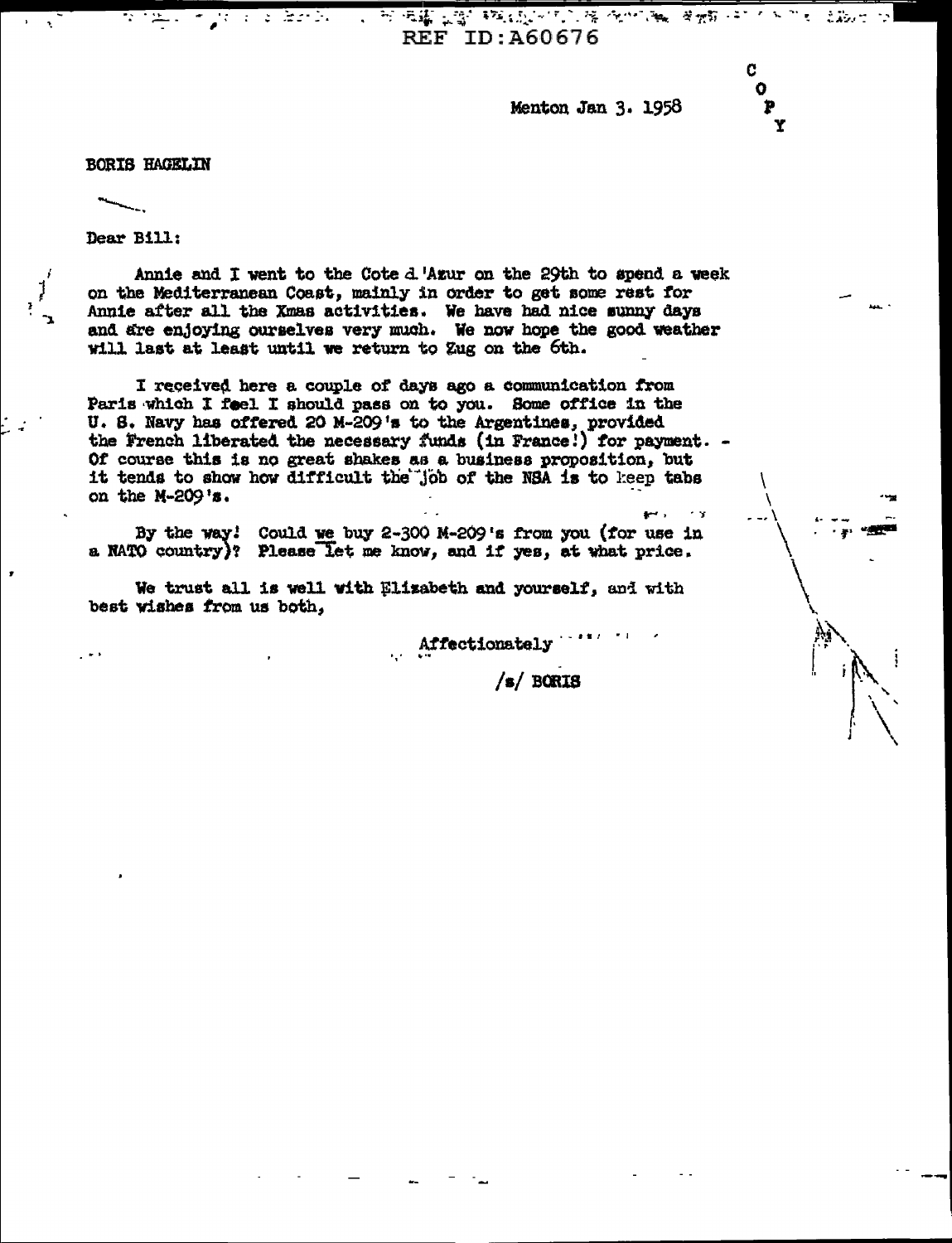REF ID:A60676

Menton Jan 3. 1958

C
O
P
Y

BORIS HAGELIN

Dear Bill:

Annie and I went to the Cote d'Azur on the 29th to spend a week on the Mediterranean Coast, mainly in order to get some rest for Annie after all the Xmas activities. We have had nice sunny days and are enjoying ourselves very much. We now hope the good weather will last at least until we return to Zug on the 6th.

I received here a couple of days ago a communication from Paris which I feel I should pass on to you. Some office in the U. S. Navy has offered 20 M-209's to the Argentines, provided the French liberated the necessary funds (in France!) for payment. - Of course this is no great shakes as a business proposition, but it tends to show how difficult the job of the NSA is to keep tabs on the M-209's.

By the way! Could we buy 2-300 M-209's from you (for use in a NATO country)? Please let me know, and if yes, at what price.

We trust all is well with Elizabeth and yourself, and with best wishes from us both,

Affectionately

/s/ BORIS